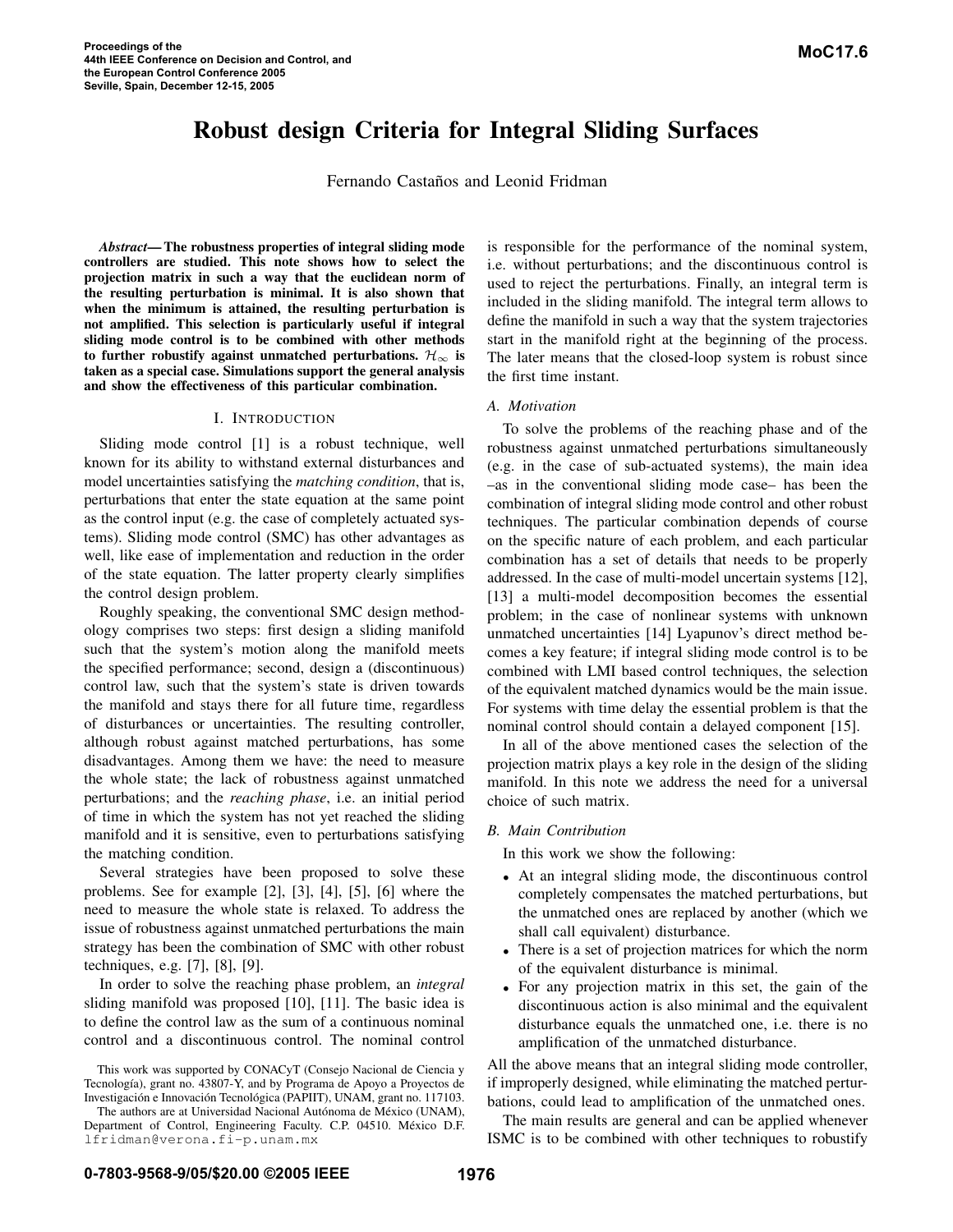# Robust design Criteria for Integral Sliding Surfaces

Fernando Castaños and Leonid Fridman

***Abstract*— The robustness properties of integral sliding mode controllers are studied. This note shows how to select the projection matrix in such a way that the euclidean norm of the resulting perturbation is minimal. It is also shown that when the minimum is attained, the resulting perturbation is not amplified. This selection is particularly useful if integral sliding mode control is to be combined with other methods to further robustify against unmatched perturbations. $\mathcal{H}_\infty$ is taken as a special case. Simulations support the general analysis and show the effectiveness of this particular combination.**

## I. Introduction

Sliding mode control [1] is a robust technique, well known for its ability to withstand external disturbances and model uncertainties satisfying the *matching condition*, that is, perturbations that enter the state equation at the same point as the control input (e.g. the case of completely actuated systems). Sliding mode control (SMC) has other advantages as well, like ease of implementation and reduction in the order of the state equation. The latter property clearly simplifies the control design problem.

Roughly speaking, the conventional SMC design methodology comprises two steps: first design a sliding manifold such that the system's motion along the manifold meets the specified performance; second, design a (discontinuous) control law, such that the system's state is driven towards the manifold and stays there for all future time, regardless of disturbances or uncertainties. The resulting controller, although robust against matched perturbations, has some disadvantages. Among them we have: the need to measure the whole state; the lack of robustness against unmatched perturbations; and the *reaching phase*, i.e. an initial period of time in which the system has not yet reached the sliding manifold and it is sensitive, even to perturbations satisfying the matching condition.

Several strategies have been proposed to solve these problems. See for example [2], [3], [4], [5], [6] where the need to measure the whole state is relaxed. To address the issue of robustness against unmatched perturbations the main strategy has been the combination of SMC with other robust techniques, e.g. [7], [8], [9].

In order to solve the reaching phase problem, an *integral* sliding manifold was proposed [10], [11]. The basic idea is to define the control law as the sum of a continuous nominal control and a discontinuous control. The nominal control is responsible for the performance of the nominal system, i.e. without perturbations; and the discontinuous control is used to reject the perturbations. Finally, an integral term is included in the sliding manifold. The integral term allows to define the manifold in such a way that the system trajectories start in the manifold right at the beginning of the process. The later means that the closed-loop system is robust since the first time instant.

### A. Motivation

To solve the problems of the reaching phase and of the robustness against unmatched perturbations simultaneously (e.g. in the case of sub-actuated systems), the main idea –as in the conventional sliding mode case– has been the combination of integral sliding mode control and other robust techniques. The particular combination depends of course on the specific nature of each problem, and each particular combination has a set of details that needs to be properly addressed. In the case of multi-model uncertain systems [12], [13] a multi-model decomposition becomes the essential problem; in the case of nonlinear systems with unknown unmatched uncertainties [14] Lyapunov's direct method becomes a key feature; if integral sliding mode control is to be combined with LMI based control techniques, the selection of the equivalent matched dynamics would be the main issue. For systems with time delay the essential problem is that the nominal control should contain a delayed component [15].

In all of the above mentioned cases the selection of the projection matrix plays a key role in the design of the sliding manifold. In this note we address the need for a universal choice of such matrix.

### B. Main Contribution

In this work we show the following:

- At an integral sliding mode, the discontinuous control completely compensates the matched perturbations, but the unmatched ones are replaced by another (which we shall call equivalent) disturbance.
- There is a set of projection matrices for which the norm of the equivalent disturbance is minimal.
- For any projection matrix in this set, the gain of the discontinuous action is also minimal and the equivalent disturbance equals the unmatched one, i.e. there is no amplification of the unmatched disturbance.

All the above means that an integral sliding mode controller, if improperly designed, while eliminating the matched perturbations, could lead to amplification of the unmatched ones.

The main results are general and can be applied whenever ISMC is to be combined with other techniques to robustify

This work was supported by CONACyT (Consejo Nacional de Ciencia y Tecnología), grant no. 43807-Y, and by Programa de Apoyo a Proyectos de Investigación e Innovación Tecnológica (PAPIIT), UNAM, grant no. 117103.

The authors are at Universidad Nacional Autónoma de México (UNAM), Department of Control, Engineering Faculty. C.P. 04510. México D.F. lfridman@verona.fi-p.unam.mx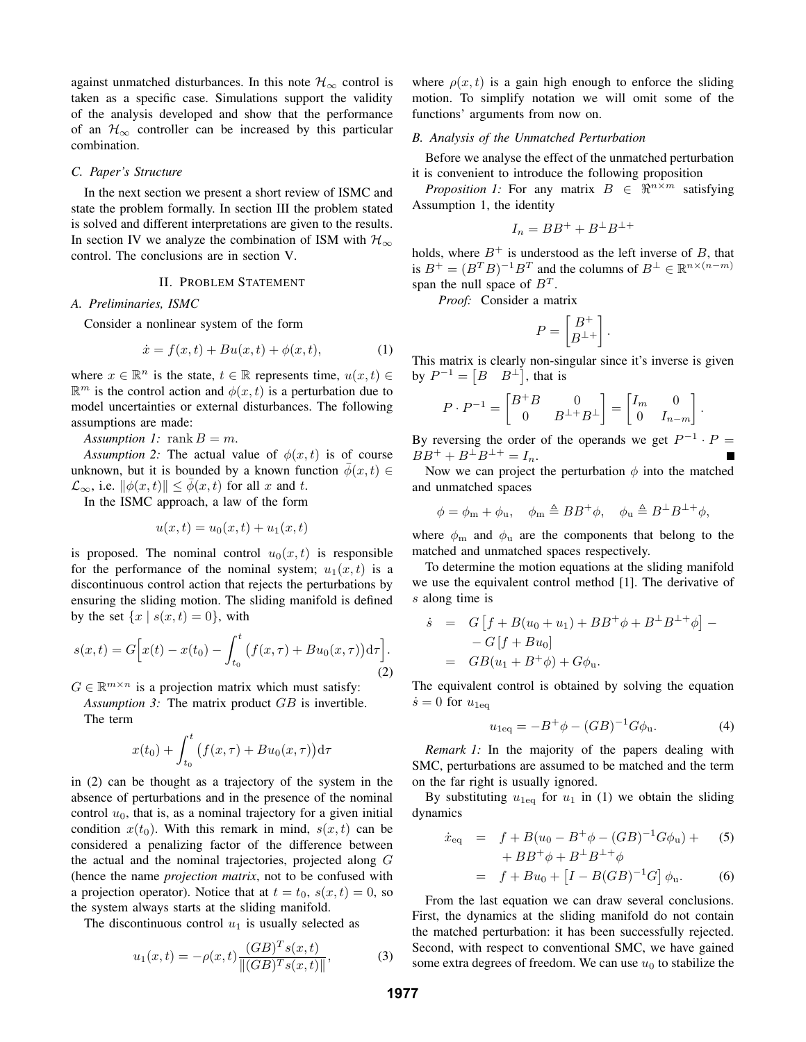against unmatched disturbances. In this note $\mathcal{H}_\infty$ control is taken as a specific case. Simulations support the validity of the analysis developed and show that the performance of an $\mathcal{H}_\infty$ controller can be increased by this particular combination.

### C. Paper's Structure

In the next section we present a short review of ISMC and state the problem formally. In section III the problem stated is solved and different interpretations are given to the results. In section IV we analyze the combination of ISM with $\mathcal{H}_\infty$ control. The conclusions are in section V.

## II. Problem Statement

### A. Preliminaries, ISMC

Consider a nonlinear system of the form

$$\dot{x} = f(x,t) + Bu(x,t) + \phi(x,t), \tag{1}$$

where $x \in \mathbb{R}^n$ is the state, $t \in \mathbb{R}$ represents time, $u(x,t) \in \mathbb{R}^m$ is the control action and $\phi(x,t)$ is a perturbation due to model uncertainties or external disturbances. The following assumptions are made:

*Assumption 1:* $\operatorname{rank} B = m$.

*Assumption 2:* The actual value of $\phi(x,t)$ is of course unknown, but it is bounded by a known function $\bar{\phi}(x,t) \in \mathcal{L}_\infty$, i.e. $\|\phi(x,t)\| \leq \bar{\phi}(x,t)$ for all $x$ and $t$.

In the ISMC approach, a law of the form

$$u(x,t) = u_0(x,t) + u_1(x,t)$$

is proposed. The nominal control $u_0(x,t)$ is responsible for the performance of the nominal system; $u_1(x,t)$ is a discontinuous control action that rejects the perturbations by ensuring the sliding motion. The sliding manifold is defined by the set $\{x \mid s(x,t) = 0\}$, with

$$s(x,t) = G\Big[x(t) - x(t_0) - \int_{t_0}^{t} \big(f(x,\tau) + Bu_0(x,\tau)\big)\mathrm{d}\tau\Big]. \tag{2}$$

$G \in \mathbb{R}^{m\times n}$ is a projection matrix which must satisfy:

*Assumption 3:* The matrix product $GB$ is invertible.

The term

$$x(t_0) + \int_{t_0}^{t} \big(f(x,\tau) + Bu_0(x,\tau)\big)\mathrm{d}\tau$$

in (2) can be thought as a trajectory of the system in the absence of perturbations and in the presence of the nominal control $u_0$, that is, as a nominal trajectory for a given initial condition $x(t_0)$. With this remark in mind, $s(x,t)$ can be considered a penalizing factor of the difference between the actual and the nominal trajectories, projected along $G$ (hence the name *projection matrix*, not to be confused with a projection operator). Notice that at $t = t_0$, $s(x,t) = 0$, so the system always starts at the sliding manifold.

The discontinuous control $u_1$ is usually selected as

$$u_1(x,t) = -\rho(x,t)\frac{(GB)^T s(x,t)}{\|(GB)^T s(x,t)\|}, \tag{3}$$

where $\rho(x,t)$ is a gain high enough to enforce the sliding motion. To simplify notation we will omit some of the functions' arguments from now on.

### B. Analysis of the Unmatched Perturbation

Before we analyse the effect of the unmatched perturbation it is convenient to introduce the following proposition

*Proposition 1:* For any matrix $B \in \Re^{n\times m}$ satisfying Assumption 1, the identity

$$I_n = BB^+ + B^\perp B^{\perp +}$$

holds, where $B^+$ is understood as the left inverse of $B$, that is $B^+ = (B^TB)^{-1}B^T$ and the columns of $B^\perp \in \Re^{n\times(n-m)}$ span the null space of $B^T$.

*Proof:* Consider a matrix

$$P = \begin{bmatrix} B^+ \\ B^{\perp +} \end{bmatrix}.$$

This matrix is clearly non-singular since it's inverse is given by $P^{-1} = \begin{bmatrix} B & B^\perp \end{bmatrix}$, that is

$$P \cdot P^{-1} = \begin{bmatrix} B^+B & 0 \\ 0 & B^{\perp +}B^\perp \end{bmatrix} = \begin{bmatrix} I_m & 0 \\ 0 & I_{n-m} \end{bmatrix}.$$

By reversing the order of the operands we get $P^{-1} \cdot P = BB^+ + B^\perp B^{\perp +} = I_n$. ∎

Now we can project the perturbation $\phi$ into the matched and unmatched spaces

$$\phi = \phi_\mathrm{m} + \phi_\mathrm{u}, \quad \phi_\mathrm{m} \triangleq BB^+\phi, \quad \phi_\mathrm{u} \triangleq B^\perp B^{\perp +}\phi,$$

where $\phi_\mathrm{m}$ and $\phi_\mathrm{u}$ are the components that belong to the matched and unmatched spaces respectively.

To determine the motion equations at the sliding manifold we use the equivalent control method [1]. The derivative of $s$ along time is

$$\begin{aligned} \dot{s} &= G\left[f + B(u_0 + u_1) + BB^+\phi + B^\perp B^{\perp +}\phi\right] - \\ &\quad - G\left[f + Bu_0\right] \\ &= GB(u_1 + B^+\phi) + G\phi_\mathrm{u}. \end{aligned}$$

The equivalent control is obtained by solving the equation $\dot{s} = 0$ for $u_{1\mathrm{eq}}$

$$u_{1\mathrm{eq}} = -B^+\phi - (GB)^{-1}G\phi_\mathrm{u}. \tag{4}$$

*Remark 1:* In the majority of the papers dealing with SMC, perturbations are assumed to be matched and the term on the far right is usually ignored.

By substituting $u_{1\mathrm{eq}}$ for $u_1$ in (1) we obtain the sliding dynamics

$$\begin{aligned} \dot{x}_\mathrm{eq} &= f + B(u_0 - B^+\phi - (GB)^{-1}G\phi_\mathrm{u}) + \\ &\quad + BB^+\phi + B^\perp B^{\perp +}\phi \end{aligned} \tag{5}$$

$$\quad = f + Bu_0 + \left[I - B(GB)^{-1}G\right]\phi_\mathrm{u}. \tag{6}$$

From the last equation we can draw several conclusions. First, the dynamics at the sliding manifold do not contain the matched perturbation: it has been successfully rejected. Second, with respect to conventional SMC, we have gained some extra degrees of freedom. We can use $u_0$ to stabilize the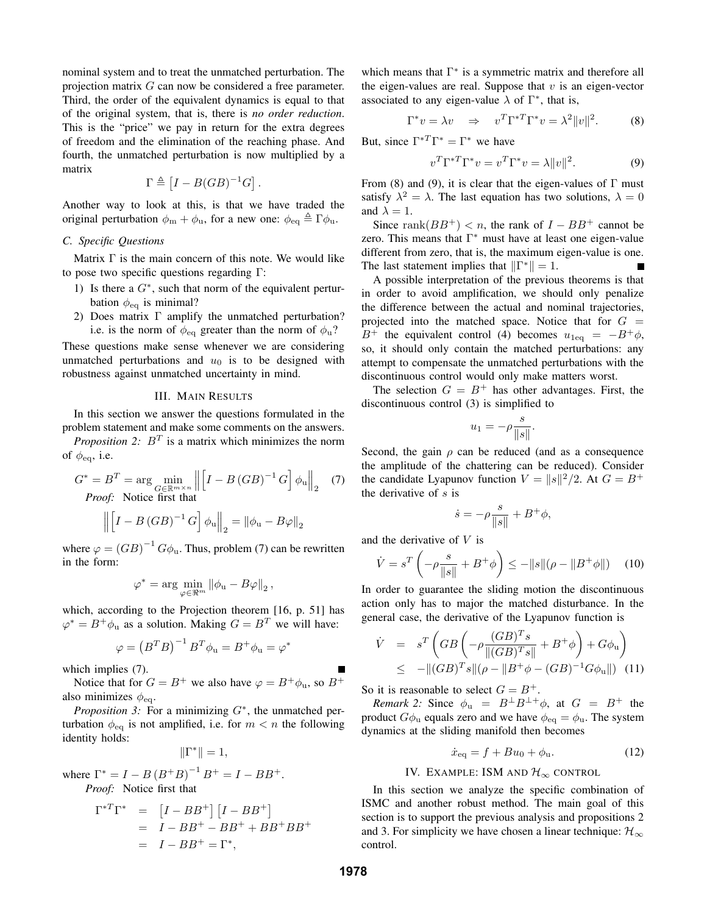nominal system and to treat the unmatched perturbation. The projection matrix $G$ can now be considered a free parameter. Third, the order of the equivalent dynamics is equal to that of the original system, that is, there is *no order reduction*. This is the "price" we pay in return for the extra degrees of freedom and the elimination of the reaching phase. And fourth, the unmatched perturbation is now multiplied by a matrix

$$\Gamma \triangleq \left[I - B(GB)^{-1}G\right].$$

Another way to look at this, is that we have traded the original perturbation $\phi_{\rm m} + \phi_{\rm u}$, for a new one: $\phi_{\rm eq} \triangleq \Gamma\phi_{\rm u}$.

### C. Specific Questions

Matrix $\Gamma$ is the main concern of this note. We would like to pose two specific questions regarding $\Gamma$:

1) Is there a $G^*$, such that norm of the equivalent perturbation $\phi_{\rm eq}$ is minimal?
2) Does matrix $\Gamma$ amplify the unmatched perturbation? i.e. is the norm of $\phi_{\rm eq}$ greater than the norm of $\phi_{\rm u}$?

These questions make sense whenever we are considering unmatched perturbations and $u_0$ is to be designed with robustness against unmatched uncertainty in mind.

## III. Main Results

In this section we answer the questions formulated in the problem statement and make some comments on the answers.

*Proposition 2:* $B^T$ is a matrix which minimizes the norm of $\phi_{\rm eq}$, i.e.

$$G^* = B^T = \arg\min_{G\in\mathbb{R}^{m\times n}} \left\| \left[I - B\,(GB)^{-1}\,G\right]\phi_{\rm u}\right\|_2 \quad (7)$$

*Proof:* Notice first that

$$\left\| \left[I - B\,(GB)^{-1}\,G\right]\phi_{\rm u}\right\|_2 = \|\phi_{\rm u} - B\varphi\|_2$$

where $\varphi = (GB)^{-1}G\phi_{\rm u}$. Thus, problem (7) can be rewritten in the form:

$$\varphi^* = \arg\min_{\varphi\in\Re^m} \|\phi_{\rm u} - B\varphi\|_2\,,$$

which, according to the Projection theorem [16, p. 51] has $\varphi^* = B^+\phi_{\rm u}$ as a solution. Making $G = B^T$ we will have:

$$\varphi = \left(B^TB\right)^{-1}B^T\phi_{\rm u} = B^+\phi_{\rm u} = \varphi^*$$

which implies (7). ∎

Notice that for $G = B^+$ we also have $\varphi = B^+\phi_{\rm u}$, so $B^+$ also minimizes $\phi_{\rm eq}$.

*Proposition 3:* For a minimizing $G^*$, the unmatched perturbation $\phi_{\rm eq}$ is not amplified, i.e. for $m < n$ the following identity holds:

$$\|\Gamma^*\| = 1,$$

where $\Gamma^* = I - B\left(B^+B\right)^{-1}B^+ = I - BB^+$.

*Proof:* Notice first that

$$\begin{aligned}\Gamma^{*T}\Gamma^* &= \left[I - BB^+\right]\left[I - BB^+\right]\\ &= I - BB^+ - BB^+ + BB^+BB^+\\ &= I - BB^+ = \Gamma^*,\end{aligned}$$

which means that $\Gamma^*$ is a symmetric matrix and therefore all the eigen-values are real. Suppose that $v$ is an eigen-vector associated to any eigen-value $\lambda$ of $\Gamma^*$, that is,

$$\Gamma^*v = \lambda v \quad \Rightarrow \quad v^T\Gamma^{*T}\Gamma^*v = \lambda^2\|v\|^2. \quad (8)$$

But, since $\Gamma^{*T}\Gamma^* = \Gamma^*$ we have

$$v^T\Gamma^{*T}\Gamma^*v = v^T\Gamma^*v = \lambda\|v\|^2. \quad (9)$$

From (8) and (9), it is clear that the eigen-values of $\Gamma$ must satisfy $\lambda^2 = \lambda$. The last equation has two solutions, $\lambda = 0$ and $\lambda = 1$.

Since $\operatorname{rank}(BB^+) < n$, the rank of $I - BB^+$ cannot be zero. This means that $\Gamma^*$ must have at least one eigen-value different from zero, that is, the maximum eigen-value is one. The last statement implies that $\|\Gamma^*\| = 1$. ∎

A possible interpretation of the previous theorems is that in order to avoid amplification, we should only penalize the difference between the actual and nominal trajectories, projected into the matched space. Notice that for $G = B^+$ the equivalent control (4) becomes $u_{1\rm eq} = -B^+\phi$, so, it should only contain the matched perturbations: any attempt to compensate the unmatched perturbations with the discontinuous control would only make matters worst.

The selection $G = B^+$ has other advantages. First, the discontinuous control (3) is simplified to

$$u_1 = -\rho\frac{s}{\|s\|}.$$

Second, the gain $\rho$ can be reduced (and as a consequence the amplitude of the chattering can be reduced). Consider the candidate Lyapunov function $V = \|s\|^2/2$. At $G = B^+$ the derivative of $s$ is

$$\dot{s} = -\rho\frac{s}{\|s\|} + B^+\phi,$$

and the derivative of $V$ is

$$\dot{V} = s^T\left(-\rho\frac{s}{\|s\|} + B^+\phi\right) \le -\|s\|(\rho - \|B^+\phi\|) \quad (10)$$

In order to guarantee the sliding motion the discontinuous action only has to major the matched disturbance. In the general case, the derivative of the Lyapunov function is

$$\begin{aligned}\dot{V} &= s^T\left(GB\left(-\rho\frac{(GB)^Ts}{\|(GB)^Ts\|} + B^+\phi\right) + G\phi_{\rm u}\right)\\ &\le -\|(GB)^Ts\|(\rho - \|B^+\phi - (GB)^{-1}G\phi_{\rm u}\|) \quad (11)\end{aligned}$$

So it is reasonable to select $G = B^+$.

*Remark 2:* Since $\phi_{\rm u} = B^\perp B^{\perp+}\phi$, at $G = B^+$ the product $G\phi_{\rm u}$ equals zero and we have $\phi_{\rm eq} = \phi_{\rm u}$. The system dynamics at the sliding manifold then becomes

$$\dot{x}_{\rm eq} = f + Bu_0 + \phi_{\rm u}. \quad (12)$$

## IV. Example: ISM and $\mathcal{H}_\infty$ Control

In this section we analyze the specific combination of ISMC and another robust method. The main goal of this section is to support the previous analysis and propositions 2 and 3. For simplicity we have chosen a linear technique: $\mathcal{H}_\infty$ control.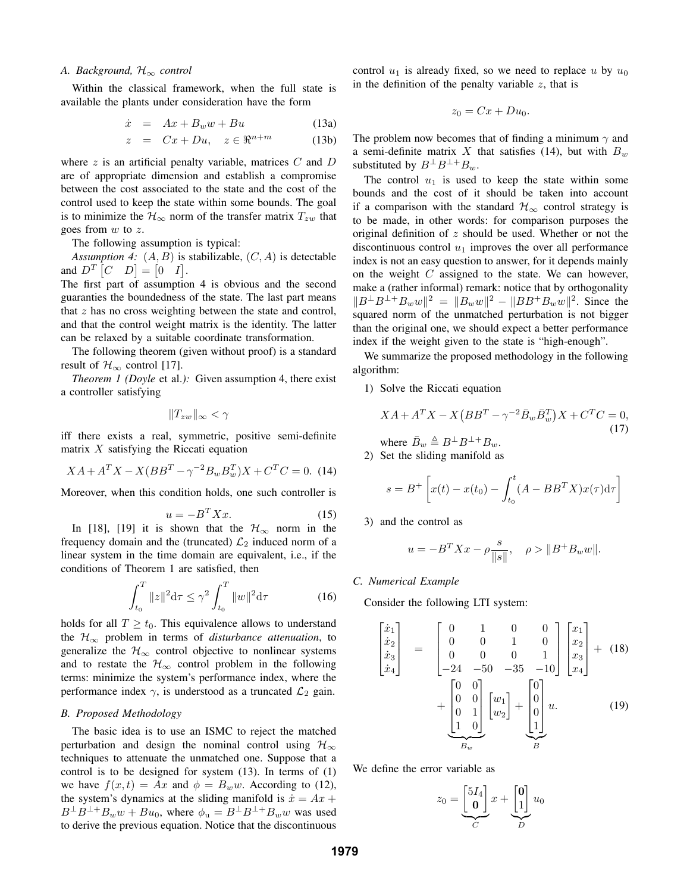### A. Background, $\mathcal{H}_\infty$ control

Within the classical framework, when the full state is available the plants under consideration have the form

$$\dot{x} = Ax + B_w w + Bu \tag{13a}$$

$$z = Cx + Du, \quad z \in \Re^{n+m} \tag{13b}$$

where $z$ is an artificial penalty variable, matrices $C$ and $D$ are of appropriate dimension and establish a compromise between the cost associated to the state and the cost of the control used to keep the state within some bounds. The goal is to minimize the $\mathcal{H}_\infty$ norm of the transfer matrix $T_{zw}$ that goes from $w$ to $z$.

The following assumption is typical:

*Assumption 4:* $(A, B)$ is stabilizable, $(C, A)$ is detectable and $D^T \begin{bmatrix} C & D \end{bmatrix} = \begin{bmatrix} 0 & I \end{bmatrix}$.

The first part of assumption 4 is obvious and the second guaranties the boundedness of the state. The last part means that $z$ has no cross weighting between the state and control, and that the control weight matrix is the identity. The latter can be relaxed by a suitable coordinate transformation.

The following theorem (given without proof) is a standard result of $\mathcal{H}_\infty$ control [17].

*Theorem 1 (Doyle* et al.*):* Given assumption 4, there exist a controller satisfying

$$\|T_{zw}\|_\infty < \gamma$$

iff there exists a real, symmetric, positive semi-definite matrix $X$ satisfying the Riccati equation

$$XA + A^T X - X(BB^T - \gamma^{-2} B_w B_w^T)X + C^T C = 0. \tag{14}$$

Moreover, when this condition holds, one such controller is

$$u = -B^T X x. \tag{15}$$

In [18], [19] it is shown that the $\mathcal{H}_\infty$ norm in the frequency domain and the (truncated) $\mathcal{L}_2$ induced norm of a linear system in the time domain are equivalent, i.e., if the conditions of Theorem 1 are satisfied, then

$$\int_{t_0}^{T} \|z\|^2 \mathrm{d}\tau \leq \gamma^2 \int_{t_0}^{T} \|w\|^2 \mathrm{d}\tau \tag{16}$$

holds for all $T \geq t_0$. This equivalence allows to understand the $\mathcal{H}_\infty$ problem in terms of *disturbance attenuation*, to generalize the $\mathcal{H}_\infty$ control objective to nonlinear systems and to restate the $\mathcal{H}_\infty$ control problem in the following terms: minimize the system's performance index, where the performance index $\gamma$, is understood as a truncated $\mathcal{L}_2$ gain.

### B. Proposed Methodology

The basic idea is to use an ISMC to reject the matched perturbation and design the nominal control using $\mathcal{H}_\infty$ techniques to attenuate the unmatched one. Suppose that a control is to be designed for system (13). In terms of (1) we have $f(x,t) = Ax$ and $\phi = B_w w$. According to (12), the system's dynamics at the sliding manifold is $\dot{x} = Ax + B^\perp B^{\perp +} B_w w + Bu_0$, where $\phi_{\mathrm{u}} = B^\perp B^{\perp +} B_w w$ was used to derive the previous equation. Notice that the discontinuous control $u_1$ is already fixed, so we need to replace $u$ by $u_0$ in the definition of the penalty variable $z$, that is

$$z_0 = Cx + Du_0.$$

The problem now becomes that of finding a minimum $\gamma$ and a semi-definite matrix $X$ that satisfies (14), but with $B_w$ substituted by $B^\perp B^{\perp +} B_w$.

The control $u_1$ is used to keep the state within some bounds and the cost of it should be taken into account if a comparison with the standard $\mathcal{H}_\infty$ control strategy is to be made, in other words: for comparison purposes the original definition of $z$ should be used. Whether or not the discontinuous control $u_1$ improves the over all performance index is not an easy question to answer, for it depends mainly on the weight $C$ assigned to the state. We can however, make a (rather informal) remark: notice that by orthogonality $\|B^\perp B^{\perp +} B_w w\|^2 = \|B_w w\|^2 - \|BB^+ B_w w\|^2$. Since the squared norm of the unmatched perturbation is not bigger than the original one, we should expect a better performance index if the weight given to the state is "high-enough".

We summarize the proposed methodology in the following algorithm:

1) Solve the Riccati equation

$$XA + A^T X - X\big(BB^T - \gamma^{-2} \bar{B}_w \bar{B}_w^T\big)X + C^T C = 0, \tag{17}$$

where $\bar{B}_w \triangleq B^\perp B^{\perp +} B_w$.

2) Set the sliding manifold as

$$s = B^+ \left[ x(t) - x(t_0) - \int_{t_0}^{t} (A - BB^T X) x(\tau) \mathrm{d}\tau \right]$$

3) and the control as

$$u = -B^T X x - \rho \frac{s}{\|s\|}, \quad \rho > \|B^+ B_w w\|.$$

### C. Numerical Example

Consider the following LTI system:

$$\begin{bmatrix} \dot{x}_1 \\ \dot{x}_2 \\ \dot{x}_3 \\ \dot{x}_4 \end{bmatrix} = \begin{bmatrix} 0 & 1 & 0 & 0 \\ 0 & 0 & 1 & 0 \\ 0 & 0 & 0 & 1 \\ -24 & -50 & -35 & -10 \end{bmatrix} \begin{bmatrix} x_1 \\ x_2 \\ x_3 \\ x_4 \end{bmatrix} + \tag{18}$$

$$+ \underbrace{\begin{bmatrix} 0 & 0 \\ 0 & 0 \\ 0 & 1 \\ 1 & 0 \end{bmatrix}}_{B_w} \begin{bmatrix} w_1 \\ w_2 \end{bmatrix} + \underbrace{\begin{bmatrix} 0 \\ 0 \\ 0 \\ 1 \end{bmatrix}}_{B} u. \tag{19}$$

We define the error variable as

$$z_0 = \underbrace{\begin{bmatrix} 5I_4 \\ \mathbf{0} \end{bmatrix}}_{C} x + \underbrace{\begin{bmatrix} \mathbf{0} \\ 1 \end{bmatrix}}_{D} u_0$$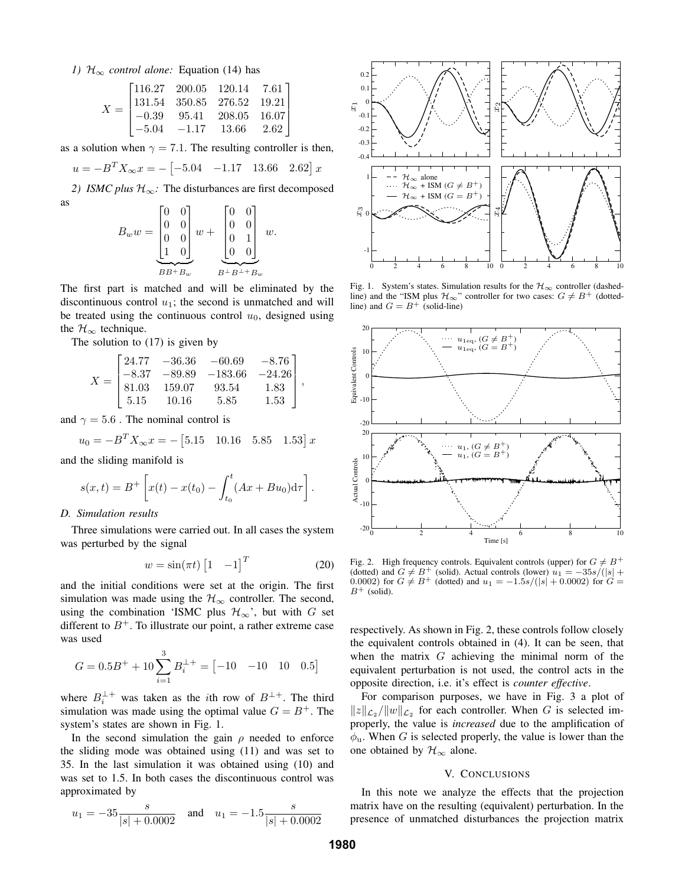*1) $\mathcal{H}_\infty$ control alone:* Equation (14) has

$$X = \begin{bmatrix} 116.27 & 200.05 & 120.14 & 7.61 \\ 131.54 & 350.85 & 276.52 & 19.21 \\ -0.39 & 95.41 & 208.05 & 16.07 \\ -5.04 & -1.17 & 13.66 & 2.62 \end{bmatrix}$$

as a solution when $\gamma = 7.1$. The resulting controller is then,

$$u = -B^T X_\infty x = -\begin{bmatrix} -5.04 & -1.17 & 13.66 & 2.62 \end{bmatrix} x$$

*2) ISMC plus $\mathcal{H}_\infty$:* The disturbances are first decomposed as

$$B_w w = \underbrace{\begin{bmatrix} 0 & 0 \\ 0 & 0 \\ 0 & 0 \\ 1 & 0 \end{bmatrix}}_{BB^+B_w} w + \underbrace{\begin{bmatrix} 0 & 0 \\ 0 & 0 \\ 0 & 1 \\ 0 & 0 \end{bmatrix}}_{B^\perp B^{\perp +} B_w} w.$$

The first part is matched and will be eliminated by the discontinuous control $u_1$; the second is unmatched and will be treated using the continuous control $u_0$, designed using the $\mathcal{H}_\infty$ technique.

The solution to (17) is given by

$$X = \begin{bmatrix} 24.77 & -36.36 & -60.69 & -8.76 \\ -8.37 & -89.89 & -183.66 & -24.26 \\ 81.03 & 159.07 & 93.54 & 1.83 \\ 5.15 & 10.16 & 5.85 & 1.53 \end{bmatrix},$$

and $\gamma = 5.6$ . The nominal control is

$$u_0 = -B^T X_\infty x = -\begin{bmatrix} 5.15 & 10.16 & 5.85 & 1.53 \end{bmatrix} x$$

and the sliding manifold is

$$s(x,t) = B^+ \left[ x(t) - x(t_0) - \int_{t_0}^{t} (Ax + Bu_0) \mathrm{d}\tau \right].$$

### D. Simulation results

Three simulations were carried out. In all cases the system was perturbed by the signal

$$w = \sin(\pi t) \begin{bmatrix} 1 & -1 \end{bmatrix}^T \tag{20}$$

and the initial conditions were set at the origin. The first simulation was made using the $\mathcal{H}_\infty$ controller. The second, using the combination 'ISMC plus $\mathcal{H}_\infty$', but with $G$ set different to $B^+$. To illustrate our point, a rather extreme case was used

$$G = 0.5B^+ + 10 \sum_{i=1}^{3} B_i^{\perp +} = \begin{bmatrix} -10 & -10 & 10 & 0.5 \end{bmatrix}$$

where $B_i^{\perp +}$ was taken as the $i$th row of $B^{\perp +}$. The third simulation was made using the optimal value $G = B^+$. The system's states are shown in Fig. 1.

In the second simulation the gain $\rho$ needed to enforce the sliding mode was obtained using (11) and was set to 35. In the last simulation it was obtained using (10) and was set to 1.5. In both cases the discontinuous control was approximated by

$$u_1 = -35 \frac{s}{|s| + 0.0002} \quad \text{and} \quad u_1 = -1.5 \frac{s}{|s| + 0.0002}$$

Fig. 1. System's states. Simulation results for the $\mathcal{H}_\infty$ controller (dashed-line) and the "ISM plus $\mathcal{H}_\infty$" controller for two cases: $G \neq B^+$ (dotted-line) and $G = B^+$ (solid-line)

Fig. 2. High frequency controls. Equivalent controls (upper) for $G \neq B^+$ (dotted) and $G \neq B^+$ (solid). Actual controls (lower) $u_1 = -35s/(|s| + 0.0002)$ for $G \neq B^+$ (dotted) and $u_1 = -1.5s/(|s| + 0.0002)$ for $G = B^+$ (solid).

respectively. As shown in Fig. 2, these controls follow closely the equivalent controls obtained in (4). It can be seen, that when the matrix $G$ achieving the minimal norm of the equivalent perturbation is not used, the control acts in the opposite direction, i.e. it's effect is *counter effective*.

For comparison purposes, we have in Fig. 3 a plot of $\|z\|_{\mathcal{L}_2} / \|w\|_{\mathcal{L}_2}$ for each controller. When $G$ is selected improperly, the value is *increased* due to the amplification of $\phi_\mathrm{u}$. When $G$ is selected properly, the value is lower than the one obtained by $\mathcal{H}_\infty$ alone.

## V. Conclusions

In this note we analyze the effects that the projection matrix have on the resulting (equivalent) perturbation. In the presence of unmatched disturbances the projection matrix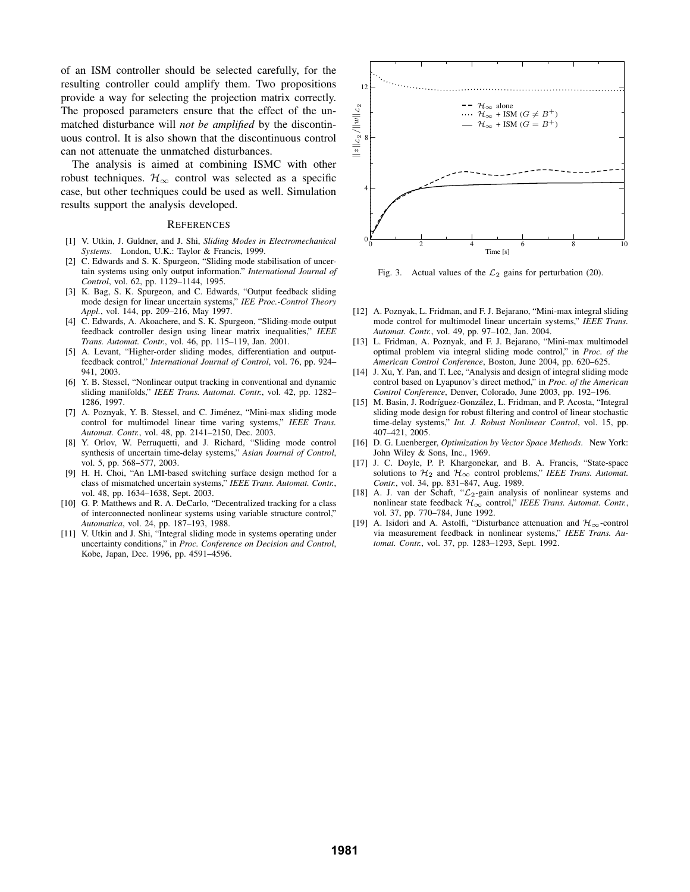of an ISM controller should be selected carefully, for the resulting controller could amplify them. Two propositions provide a way for selecting the projection matrix correctly. The proposed parameters ensure that the effect of the unmatched disturbance will *not be amplified* by the discontinuous control. It is also shown that the discontinuous control can not attenuate the unmatched disturbances.

The analysis is aimed at combining ISMC with other robust techniques. $\mathcal{H}_\infty$ control was selected as a specific case, but other techniques could be used as well. Simulation results support the analysis developed.

$\|z\|_{\mathcal{L}_2}/\|w\|_{\mathcal{L}_2}$

12

8

4

0

0 2 4 6 8 10

Time [s]

$\mathcal{H}_\infty$ alone

$\mathcal{H}_\infty$ + ISM ($G \neq B^+$)

$\mathcal{H}_\infty$ + ISM ($G = B^+$)

Fig. 3. Actual values of the $\mathcal{L}_2$ gains for perturbation (20).

## References

[1] V. Utkin, J. Guldner, and J. Shi, *Sliding Modes in Electromechanical Systems*. London, U.K.: Taylor & Francis, 1999.

[2] C. Edwards and S. K. Spurgeon, "Sliding mode stabilisation of uncertain systems using only output information." *International Journal of Control*, vol. 62, pp. 1129–1144, 1995.

[3] K. Bag, S. K. Spurgeon, and C. Edwards, "Output feedback sliding mode design for linear uncertain systems," *IEE Proc.-Control Theory Appl.*, vol. 144, pp. 209–216, May 1997.

[4] C. Edwards, A. Akoachere, and S. K. Spurgeon, "Sliding-mode output feedback controller design using linear matrix inequalities," *IEEE Trans. Automat. Contr.*, vol. 46, pp. 115–119, Jan. 2001.

[5] A. Levant, "Higher-order sliding modes, differentiation and output-feedback control," *International Journal of Control*, vol. 76, pp. 924–941, 2003.

[6] Y. B. Stessel, "Nonlinear output tracking in conventional and dynamic sliding manifolds," *IEEE Trans. Automat. Contr.*, vol. 42, pp. 1282–1286, 1997.

[7] A. Poznyak, Y. B. Stessel, and C. Jiménez, "Mini-max sliding mode control for multimodel linear time varing systems," *IEEE Trans. Automat. Contr.*, vol. 48, pp. 2141–2150, Dec. 2003.

[8] Y. Orlov, W. Perruquetti, and J. Richard, "Sliding mode control synthesis of uncertain time-delay systems," *Asian Journal of Control*, vol. 5, pp. 568–577, 2003.

[9] H. H. Choi, "An LMI-based switching surface design method for a class of mismatched uncertain systems," *IEEE Trans. Automat. Contr.*, vol. 48, pp. 1634–1638, Sept. 2003.

[10] G. P. Matthews and R. A. DeCarlo, "Decentralized tracking for a class of interconnected nonlinear systems using variable structure control," *Automatica*, vol. 24, pp. 187–193, 1988.

[11] V. Utkin and J. Shi, "Integral sliding mode in systems operating under uncertainty conditions," in *Proc. Conference on Decision and Control*, Kobe, Japan, Dec. 1996, pp. 4591–4596.

[12] A. Poznyak, L. Fridman, and F. J. Bejarano, "Mini-max integral sliding mode control for multimodel linear uncertain systems," *IEEE Trans. Automat. Contr.*, vol. 49, pp. 97–102, Jan. 2004.

[13] L. Fridman, A. Poznyak, and F. J. Bejarano, "Mini-max multimodel optimal problem via integral sliding mode control," in *Proc. of the American Control Conference*, Boston, June 2004, pp. 620–625.

[14] J. Xu, Y. Pan, and T. Lee, "Analysis and design of integral sliding mode control based on Lyapunov's direct method," in *Proc. of the American Control Conference*, Denver, Colorado, June 2003, pp. 192–196.

[15] M. Basin, J. Rodríguez-González, L. Fridman, and P. Acosta, "Integral sliding mode design for robust filtering and control of linear stochastic time-delay systems," *Int. J. Robust Nonlinear Control*, vol. 15, pp. 407–421, 2005.

[16] D. G. Luenberger, *Optimization by Vector Space Methods*. New York: John Wiley & Sons, Inc., 1969.

[17] J. C. Doyle, P. P. Khargonekar, and B. A. Francis, "State-space solutions to $\mathcal{H}_2$ and $\mathcal{H}_\infty$ control problems," *IEEE Trans. Automat. Contr.*, vol. 34, pp. 831–847, Aug. 1989.

[18] A. J. van der Schaft, "$\mathcal{L}_2$-gain analysis of nonlinear systems and nonlinear state feedback $\mathcal{H}_\infty$ control," *IEEE Trans. Automat. Contr.*, vol. 37, pp. 770–784, June 1992.

[19] A. Isidori and A. Astolfi, "Disturbance attenuation and $\mathcal{H}_\infty$-control via measurement feedback in nonlinear systems," *IEEE Trans. Automat. Contr.*, vol. 37, pp. 1283–1293, Sept. 1992.